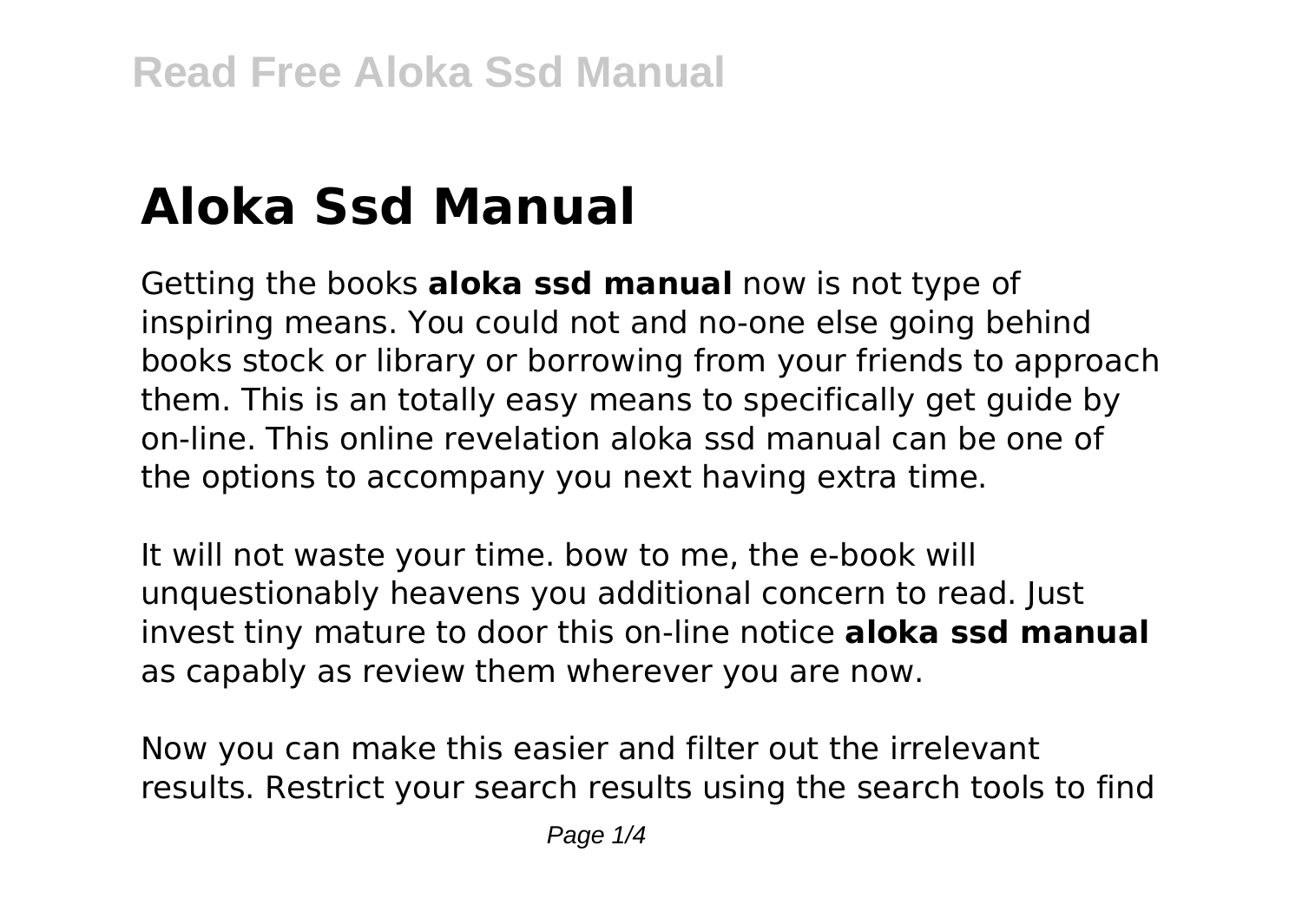# Aloka Ssd Manual

Getting the books **aloka ssd manual** now is not type of inspiring means. You could not and no-one else going behind books stock or library or borrowing from your friends to approach them. This is an totally easy means to specifically get guide by on-line. This online revelation aloka ssd manual can be one of the options to accompany you next having extra time.

It will not waste your time. bow to me, the e-book will unquestionably heavens you additional concern to read. Just invest tiny mature to door this on-line notice **aloka ssd manual** as capably as review them wherever you are now.

Now you can make this easier and filter out the irrelevant results. Restrict your search results using the search tools to find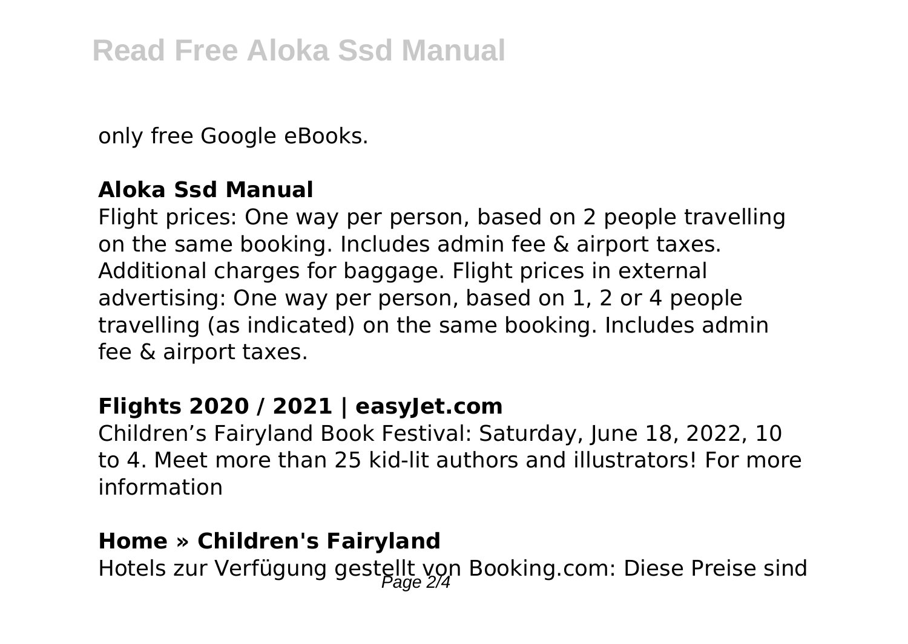only free Google eBooks.

### Aloka Ssd Manual

Flight prices: One way per person, based on 2 people travelling on the same booking. Includes admin fee & airport taxes. Additional charges for baggage. Flight prices in external advertising: One way per person, based on 1, 2 or 4 people travelling (as indicated) on the same booking. Includes admin fee & airport taxes.

### Flights 2020 / 2021 | easyJet.com

Children's Fairyland Book Festival: Saturday, June 18, 2022, 10 to 4. Meet more than 25 kid-lit authors and illustrators! For more information

### Home » Children's Fairyland

Hotels zur Verfügung gestellt von Booking.com: Diese Preise sind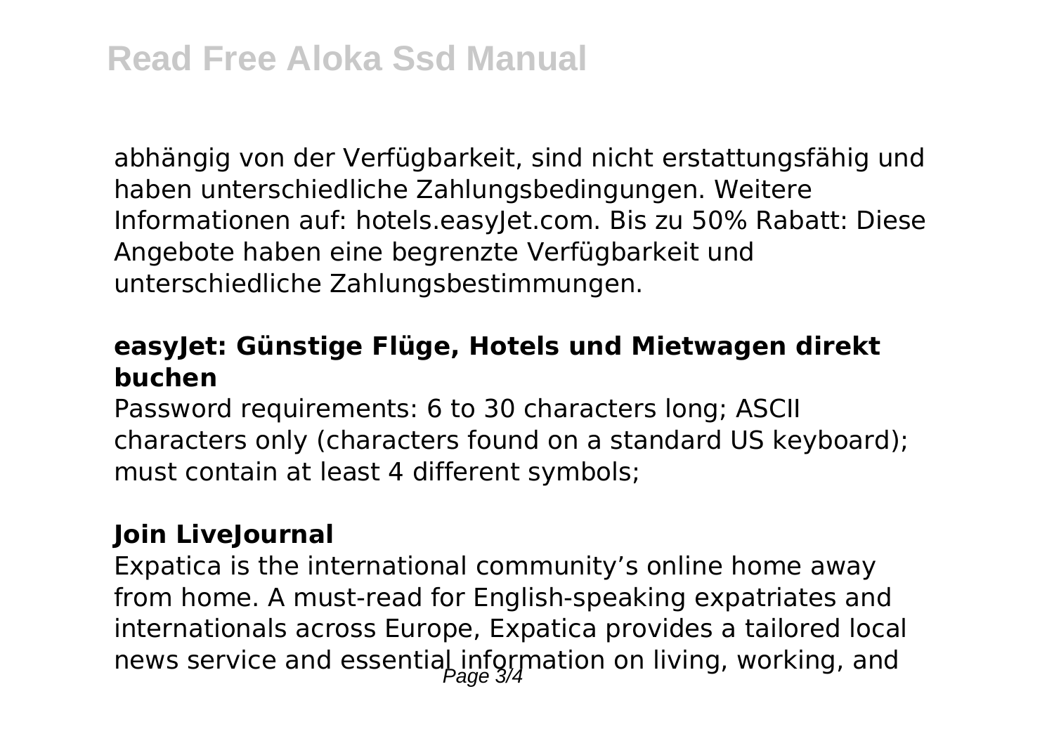abhängig von der Verfügbarkeit, sind nicht erstattungsfähig und haben unterschiedliche Zahlungsbedingungen. Weitere Informationen auf: hotels.easyJet.com. Bis zu 50% Rabatt: Diese Angebote haben eine begrenzte Verfügbarkeit und unterschiedliche Zahlungsbestimmungen.

**easyJet: Günstige Flüge, Hotels und Mietwagen direkt buchen**

Password requirements: 6 to 30 characters long; ASCII characters only (characters found on a standard US keyboard); must contain at least 4 different symbols;

**Join LiveJournal**

Expatica is the international community's online home away from home. A must-read for English-speaking expatriates and internationals across Europe, Expatica provides a tailored local news service and essential information on living, working, and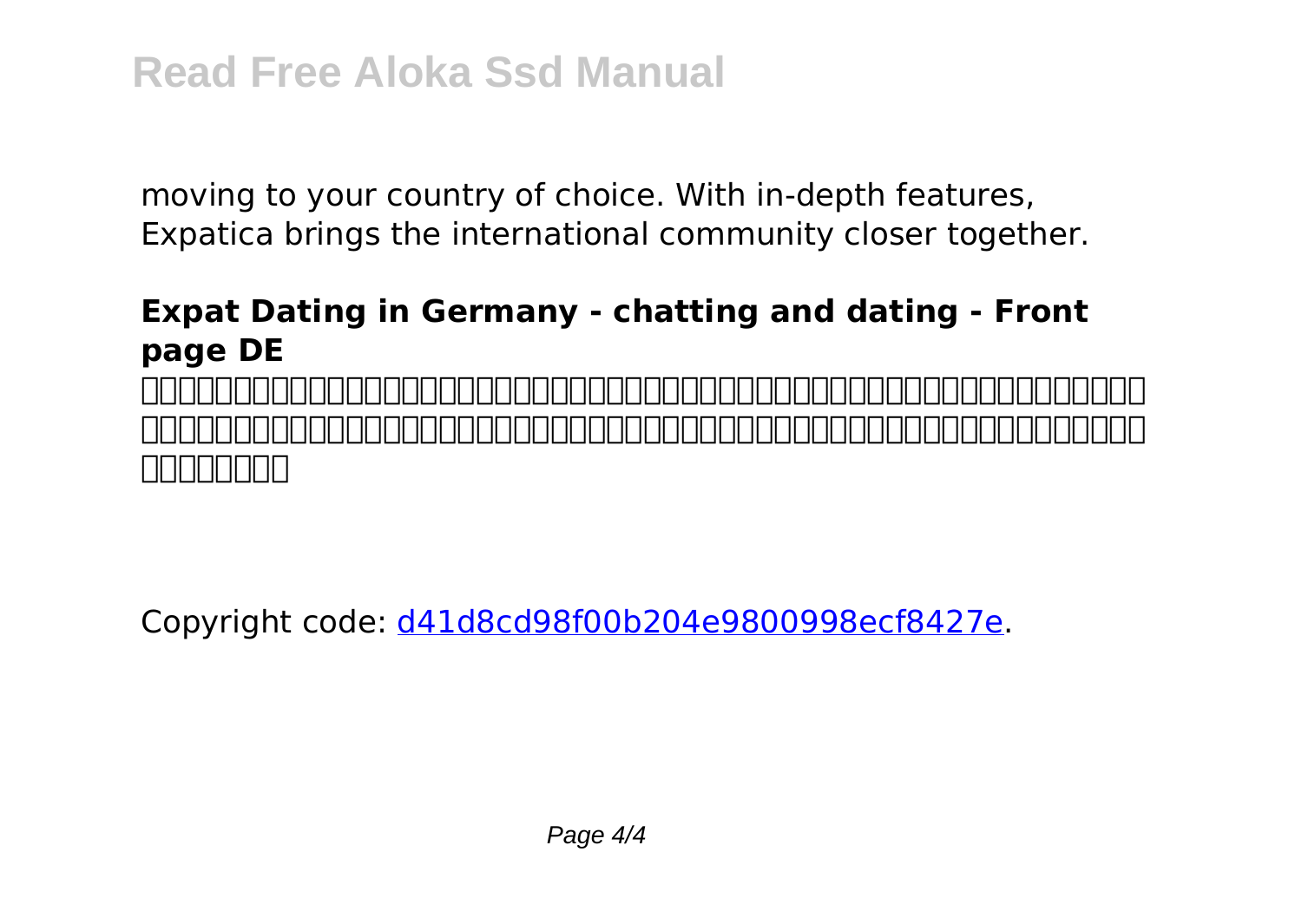moving to your country of choice. With in-depth features, Expatica brings the international community closer together.

**Expat Dating in Germany - chatting and dating - Front page DE**

Copyright code: d41d8cd98f00b204e9800998ecf8427e.